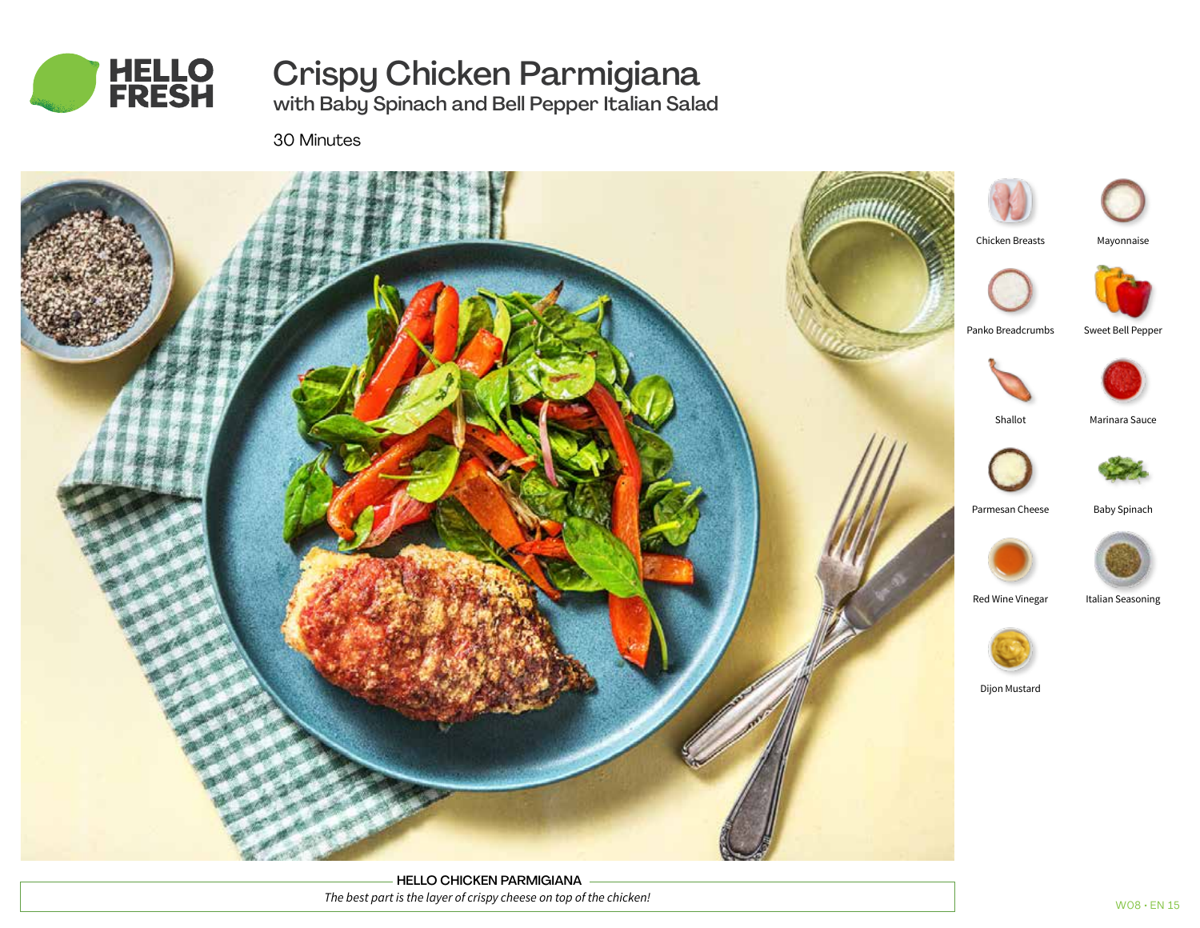# Crispy Chicken Parmigiana

## with Baby Spinach and Bell Pepper Italian Salad

30 Minutes

- Chicken Breasts
- Mayonnaise
- Panko Breadcrumbs
- Sweet Bell Pepper
- Shallot
- Marinara Sauce
- Parmesan Cheese
- Baby Spinach
- Red Wine Vinegar
- Italian Seasoning
- Dijon Mustard

**HELLO CHICKEN PARMIGIANA**

*The best part is the layer of crispy cheese on top of the chicken!*

W08 • EN 15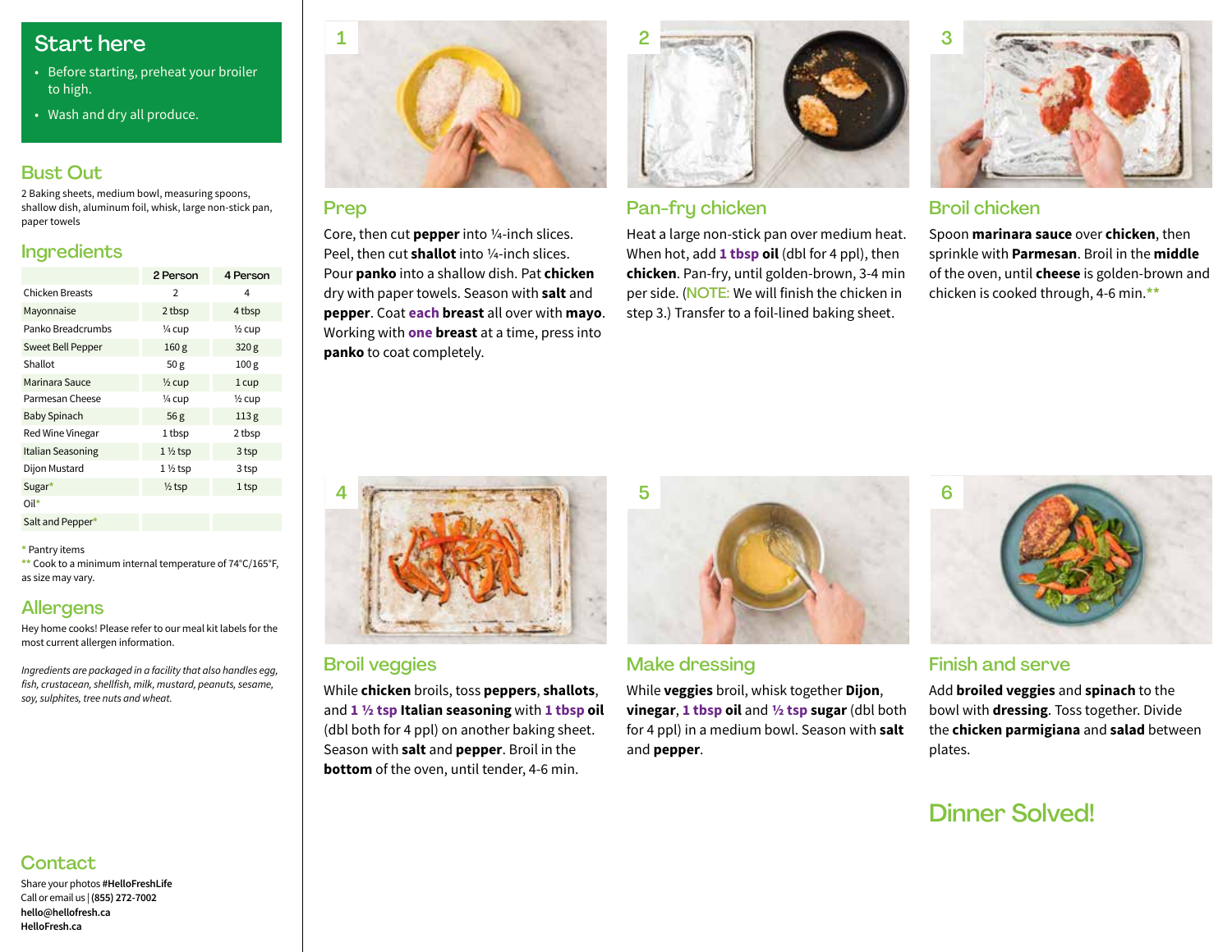## Start here

- Before starting, preheat your broiler to high.
- Wash and dry all produce.

## Bust Out

2 Baking sheets, medium bowl, measuring spoons, shallow dish, aluminum foil, whisk, large non-stick pan, paper towels

## Ingredients

| | 2 Person | 4 Person |
|---|---|---|
| Chicken Breasts | 2 | 4 |
| Mayonnaise | 2 tbsp | 4 tbsp |
| Panko Breadcrumbs | ¼ cup | ½ cup |
| Sweet Bell Pepper | 160 g | 320 g |
| Shallot | 50 g | 100 g |
| Marinara Sauce | ½ cup | 1 cup |
| Parmesan Cheese | ¼ cup | ½ cup |
| Baby Spinach | 56 g | 113 g |
| Red Wine Vinegar | 1 tbsp | 2 tbsp |
| Italian Seasoning | 1 ½ tsp | 3 tsp |
| Dijon Mustard | 1 ½ tsp | 3 tsp |
| Sugar* | ½ tsp | 1 tsp |
| Oil* | | |
| Salt and Pepper* | | |

\* Pantry items

\** Cook to a minimum internal temperature of 74°C/165°F, as size may vary.

## Allergens

Hey home cooks! Please refer to our meal kit labels for the most current allergen information.

*Ingredients are packaged in a facility that also handles egg, fish, crustacean, shellfish, milk, mustard, peanuts, sesame, soy, sulphites, tree nuts and wheat.*

## 1 Prep

Core, then cut **pepper** into ¼-inch slices. Peel, then cut **shallot** into ¼-inch slices. Pour **panko** into a shallow dish. Pat **chicken** dry with paper towels. Season with **salt** and **pepper**. Coat **each breast** all over with **mayo**. Working with **one breast** at a time, press into **panko** to coat completely.

## 2 Pan-fry chicken

Heat a large non-stick pan over medium heat. When hot, add **1 tbsp oil** (dbl for 4 ppl), then **chicken**. Pan-fry, until golden-brown, 3-4 min per side. (NOTE: We will finish the chicken in step 3.) Transfer to a foil-lined baking sheet.

## 3 Broil chicken

Spoon **marinara sauce** over **chicken**, then sprinkle with **Parmesan**. Broil in the **middle** of the oven, until **cheese** is golden-brown and chicken is cooked through, 4-6 min.**

## 4 Broil veggies

While **chicken** broils, toss **peppers**, **shallots**, and **1 ½ tsp Italian seasoning** with **1 tbsp oil** (dbl both for 4 ppl) on another baking sheet. Season with **salt** and **pepper**. Broil in the **bottom** of the oven, until tender, 4-6 min.

## 5 Make dressing

While **veggies** broil, whisk together **Dijon**, **vinegar**, **1 tbsp oil** and **½ tsp sugar** (dbl both for 4 ppl) in a medium bowl. Season with **salt** and **pepper**.

## 6 Finish and serve

Add **broiled veggies** and **spinach** to the bowl with **dressing**. Toss together. Divide the **chicken parmigiana** and **salad** between plates.

## Dinner Solved!

## Contact

Share your photos **#HelloFreshLife**
Call or email us | **(855) 272-7002**
**hello@hellofresh.ca**
**HelloFresh.ca**